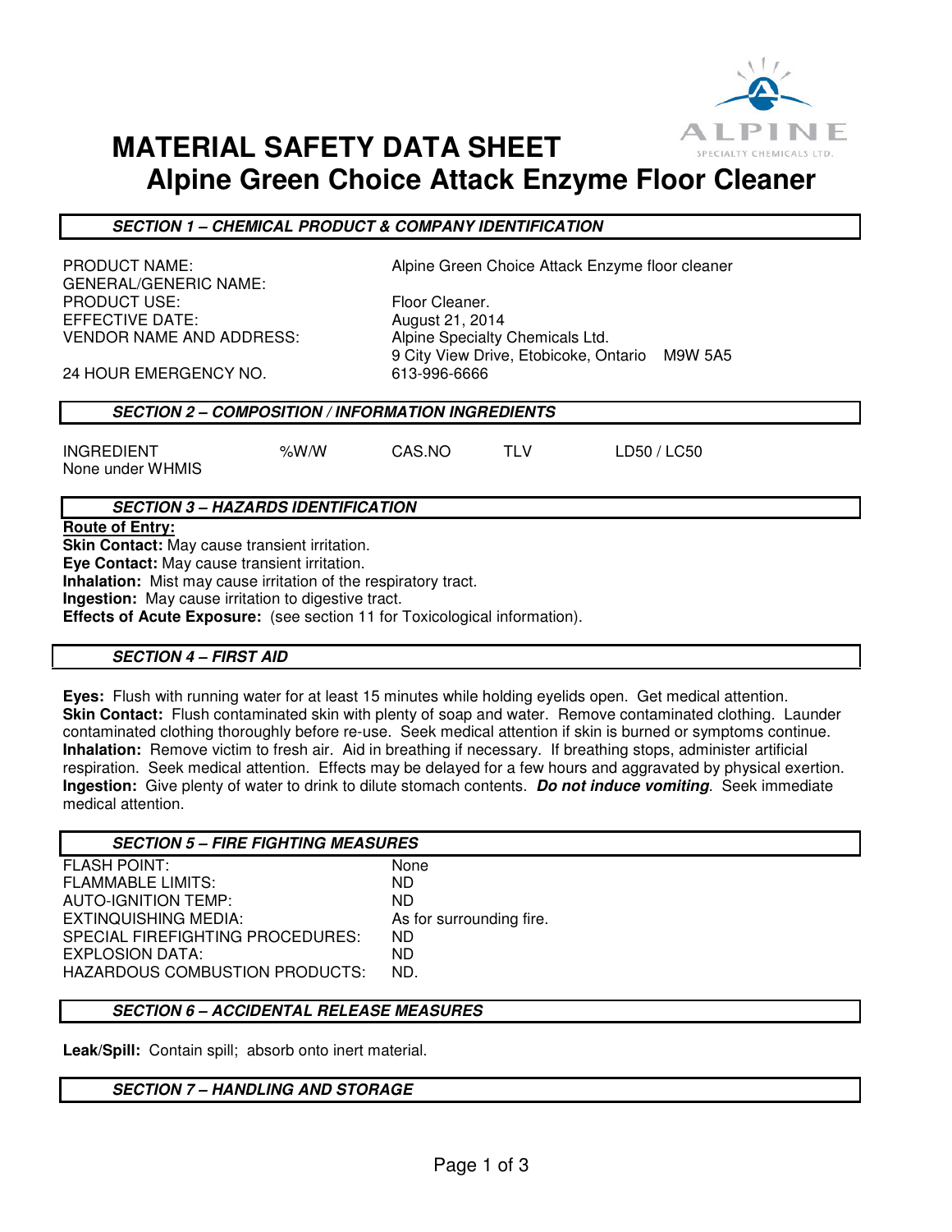ALPINE
SPECIALTY CHEMICALS LTD.

# MATERIAL SAFETY DATA SHEET
# Alpine Green Choice Attack Enzyme Floor Cleaner

## SECTION 1 – CHEMICAL PRODUCT & COMPANY IDENTIFICATION

| | |
|---|---|
| PRODUCT NAME: | Alpine Green Choice Attack Enzyme floor cleaner |
| GENERAL/GENERIC NAME: | |
| PRODUCT USE: | Floor Cleaner. |
| EFFECTIVE DATE: | August 21, 2014 |
| VENDOR NAME AND ADDRESS: | Alpine Specialty Chemicals Ltd.<br>9 City View Drive, Etobicoke, Ontario M9W 5A5 |
| 24 HOUR EMERGENCY NO. | 613-996-6666 |

## SECTION 2 – COMPOSITION / INFORMATION INGREDIENTS

| INGREDIENT | %W/W | CAS.NO | TLV | LD50 / LC50 |
|---|---|---|---|---|
| None under WHMIS | | | | |

## SECTION 3 – HAZARDS IDENTIFICATION

**Route of Entry:**
**Skin Contact:** May cause transient irritation.
**Eye Contact:** May cause transient irritation.
**Inhalation:** Mist may cause irritation of the respiratory tract.
**Ingestion:** May cause irritation to digestive tract.
**Effects of Acute Exposure:** (see section 11 for Toxicological information).

## SECTION 4 – FIRST AID

**Eyes:** Flush with running water for at least 15 minutes while holding eyelids open. Get medical attention.
**Skin Contact:** Flush contaminated skin with plenty of soap and water. Remove contaminated clothing. Launder contaminated clothing thoroughly before re-use. Seek medical attention if skin is burned or symptoms continue.
**Inhalation:** Remove victim to fresh air. Aid in breathing if necessary. If breathing stops, administer artificial respiration. Seek medical attention. Effects may be delayed for a few hours and aggravated by physical exertion.
**Ingestion:** Give plenty of water to drink to dilute stomach contents. ***Do not induce vomiting***. Seek immediate medical attention.

## SECTION 5 – FIRE FIGHTING MEASURES

| | |
|---|---|
| FLASH POINT: | None |
| FLAMMABLE LIMITS: | ND |
| AUTO-IGNITION TEMP: | ND |
| EXTINQUISHING MEDIA: | As for surrounding fire. |
| SPECIAL FIREFIGHTING PROCEDURES: | ND |
| EXPLOSION DATA: | ND |
| HAZARDOUS COMBUSTION PRODUCTS: | ND. |

## SECTION 6 – ACCIDENTAL RELEASE MEASURES

**Leak/Spill:** Contain spill; absorb onto inert material.

## SECTION 7 – HANDLING AND STORAGE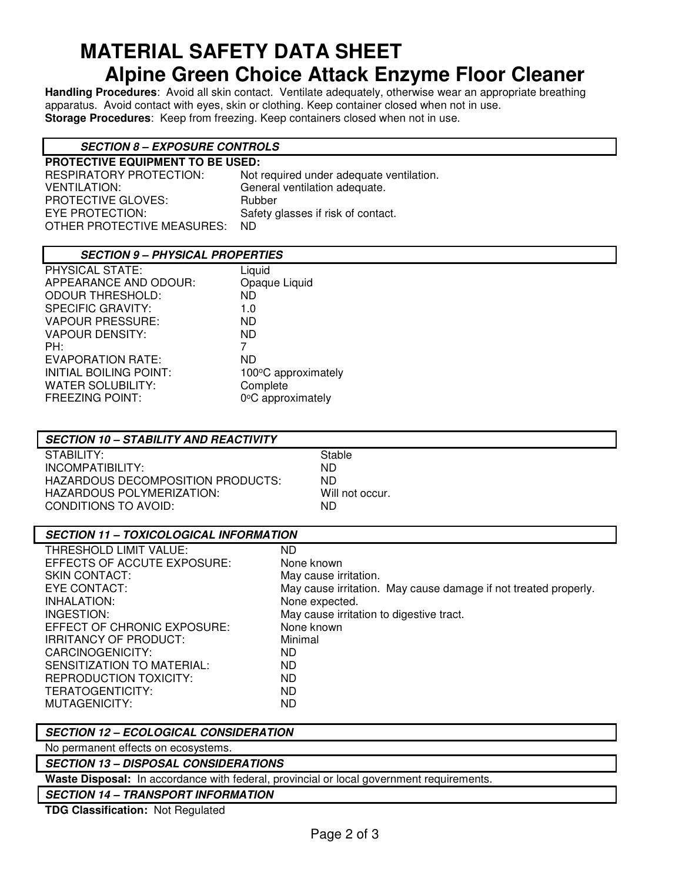# MATERIAL SAFETY DATA SHEET
## Alpine Green Choice Attack Enzyme Floor Cleaner

**Handling Procedures**: Avoid all skin contact. Ventilate adequately, otherwise wear an appropriate breathing apparatus. Avoid contact with eyes, skin or clothing. Keep container closed when not in use.
**Storage Procedures**: Keep from freezing. Keep containers closed when not in use.

### *SECTION 8 – EXPOSURE CONTROLS*

**PROTECTIVE EQUIPMENT TO BE USED:**

| | |
|---|---|
| RESPIRATORY PROTECTION: | Not required under adequate ventilation. |
| VENTILATION: | General ventilation adequate. |
| PROTECTIVE GLOVES: | Rubber |
| EYE PROTECTION: | Safety glasses if risk of contact. |
| OTHER PROTECTIVE MEASURES: | ND |

### *SECTION 9 – PHYSICAL PROPERTIES*

| | |
|---|---|
| PHYSICAL STATE: | Liquid |
| APPEARANCE AND ODOUR: | Opaque Liquid |
| ODOUR THRESHOLD: | ND |
| SPECIFIC GRAVITY: | 1.0 |
| VAPOUR PRESSURE: | ND |
| VAPOUR DENSITY: | ND |
| PH: | 7 |
| EVAPORATION RATE: | ND |
| INITIAL BOILING POINT: | 100°C approximately |
| WATER SOLUBILITY: | Complete |
| FREEZING POINT: | 0°C approximately |

### *SECTION 10 – STABILITY AND REACTIVITY*

| | |
|---|---|
| STABILITY: | Stable |
| INCOMPATIBILITY: | ND |
| HAZARDOUS DECOMPOSITION PRODUCTS: | ND |
| HAZARDOUS POLYMERIZATION: | Will not occur. |
| CONDITIONS TO AVOID: | ND |

### *SECTION 11 – TOXICOLOGICAL INFORMATION*

| | |
|---|---|
| THRESHOLD LIMIT VALUE: | ND |
| EFFECTS OF ACCUTE EXPOSURE: | None known |
| SKIN CONTACT: | May cause irritation. |
| EYE CONTACT: | May cause irritation. May cause damage if not treated properly. |
| INHALATION: | None expected. |
| INGESTION: | May cause irritation to digestive tract. |
| EFFECT OF CHRONIC EXPOSURE: | None known |
| IRRITANCY OF PRODUCT: | Minimal |
| CARCINOGENICITY: | ND |
| SENSITIZATION TO MATERIAL: | ND |
| REPRODUCTION TOXICITY: | ND |
| TERATOGENTICITY: | ND |
| MUTAGENICITY: | ND |

### *SECTION 12 – ECOLOGICAL CONSIDERATION*

No permanent effects on ecosystems.

### *SECTION 13 – DISPOSAL CONSIDERATIONS*

**Waste Disposal:** In accordance with federal, provincial or local government requirements.

### *SECTION 14 – TRANSPORT INFORMATION*

**TDG Classification:** Not Regulated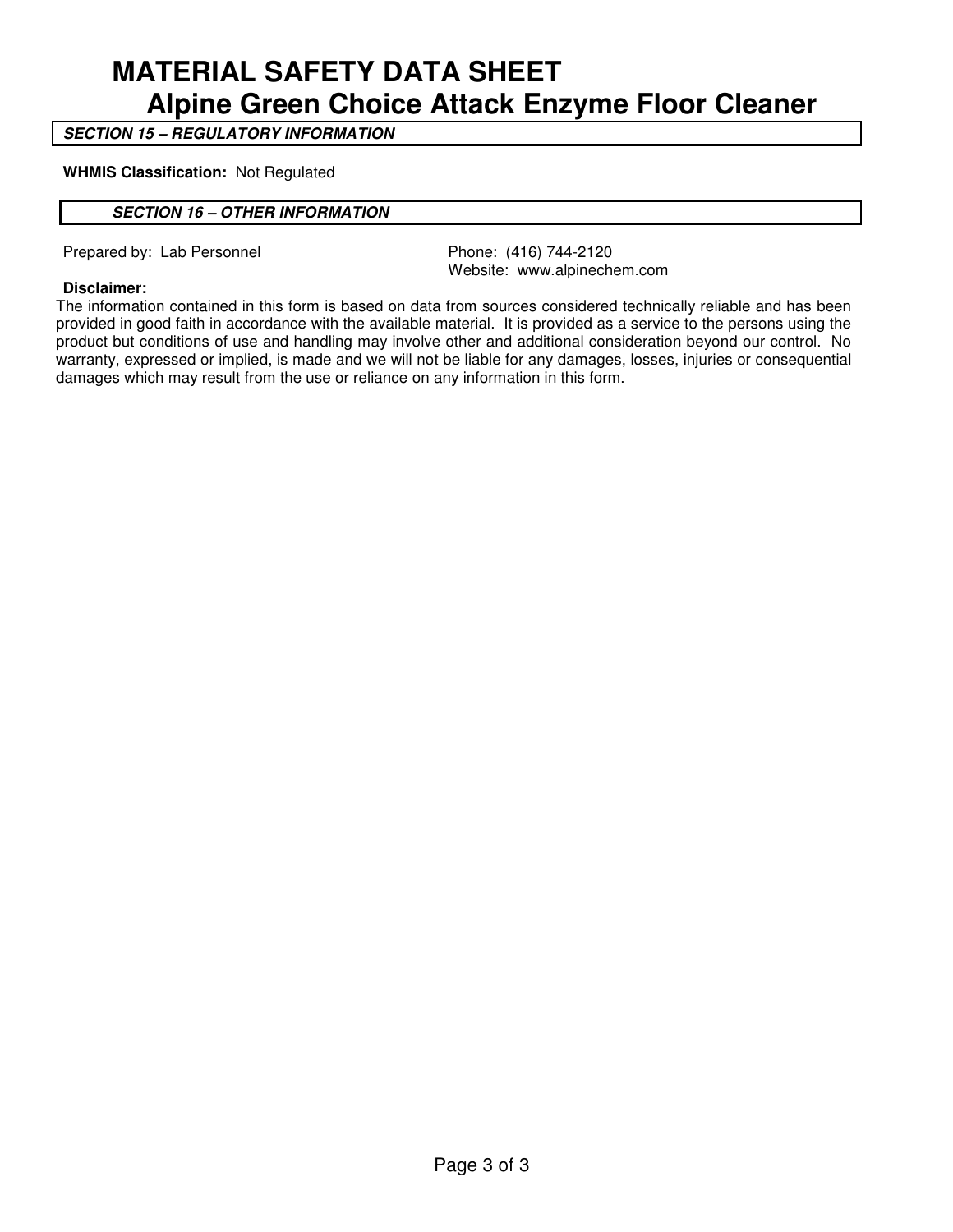# MATERIAL SAFETY DATA SHEET
## Alpine Green Choice Attack Enzyme Floor Cleaner

***SECTION 15 – REGULATORY INFORMATION***

**WHMIS Classification:** Not Regulated

***SECTION 16 – OTHER INFORMATION***

Prepared by: Lab Personnel

Phone: (416) 744-2120
Website: www.alpinechem.com

**Disclaimer:**
The information contained in this form is based on data from sources considered technically reliable and has been provided in good faith in accordance with the available material. It is provided as a service to the persons using the product but conditions of use and handling may involve other and additional consideration beyond our control. No warranty, expressed or implied, is made and we will not be liable for any damages, losses, injuries or consequential damages which may result from the use or reliance on any information in this form.